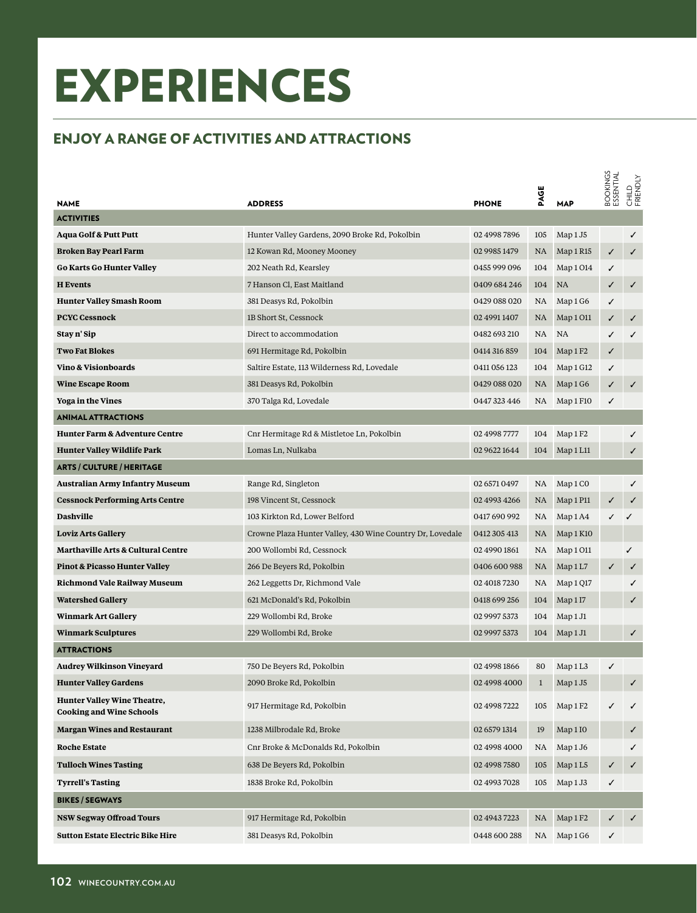# EXPERIENCES

## ENJOY A RANGE OF ACTIVITIES AND ATTRACTIONS

| NAME | ADDRESS | PHONE | PAGE | MAP | BOOKINGS ESSENTIAL | CHILD FRIENDLY |
|---|---|---|---|---|---|---|
| **ACTIVITIES** | | | | | | |
| **Aqua Golf & Putt Putt** | Hunter Valley Gardens, 2090 Broke Rd, Pokolbin | 02 4998 7896 | 105 | Map 1 J5 | | ✓ |
| **Broken Bay Pearl Farm** | 12 Kowan Rd, Mooney Mooney | 02 9985 1479 | NA | Map 1 R15 | ✓ | ✓ |
| **Go Karts Go Hunter Valley** | 202 Neath Rd, Kearsley | 0455 999 096 | 104 | Map 1 O14 | ✓ | |
| **H Events** | 7 Hanson Cl, East Maitland | 0409 684 246 | 104 | NA | ✓ | ✓ |
| **Hunter Valley Smash Room** | 381 Deasys Rd, Pokolbin | 0429 088 020 | NA | Map 1 G6 | ✓ | |
| **PCYC Cessnock** | 1B Short St, Cessnock | 02 4991 1407 | NA | Map 1 O11 | ✓ | ✓ |
| **Stay n' Sip** | Direct to accommodation | 0482 693 210 | NA | NA | ✓ | ✓ |
| **Two Fat Blokes** | 691 Hermitage Rd, Pokolbin | 0414 316 859 | 104 | Map 1 F2 | ✓ | |
| **Vino & Visionboards** | Saltire Estate, 113 Wilderness Rd, Lovedale | 0411 056 123 | 104 | Map 1 G12 | ✓ | |
| **Wine Escape Room** | 381 Deasys Rd, Pokolbin | 0429 088 020 | NA | Map 1 G6 | ✓ | ✓ |
| **Yoga in the Vines** | 370 Talga Rd, Lovedale | 0447 323 446 | NA | Map 1 F10 | ✓ | |
| **ANIMAL ATTRACTIONS** | | | | | | |
| **Hunter Farm & Adventure Centre** | Cnr Hermitage Rd & Mistletoe Ln, Pokolbin | 02 4998 7777 | 104 | Map 1 F2 | | ✓ |
| **Hunter Valley Wildlife Park** | Lomas Ln, Nulkaba | 02 9622 1644 | 104 | Map 1 L11 | | ✓ |
| **ARTS / CULTURE / HERITAGE** | | | | | | |
| **Australian Army Infantry Museum** | Range Rd, Singleton | 02 6571 0497 | NA | Map 1 C0 | | ✓ |
| **Cessnock Performing Arts Centre** | 198 Vincent St, Cessnock | 02 4993 4266 | NA | Map 1 P11 | ✓ | ✓ |
| **Dashville** | 103 Kirkton Rd, Lower Belford | 0417 690 992 | NA | Map 1 A4 | ✓ | ✓ |
| **Loviz Arts Gallery** | Crowne Plaza Hunter Valley, 430 Wine Country Dr, Lovedale | 0412 305 413 | NA | Map 1 K10 | | |
| **Marthaville Arts & Cultural Centre** | 200 Wollombi Rd, Cessnock | 02 4990 1861 | NA | Map 1 O11 | | ✓ |
| **Pinot & Picasso Hunter Valley** | 266 De Beyers Rd, Pokolbin | 0406 600 988 | NA | Map 1 L7 | ✓ | ✓ |
| **Richmond Vale Railway Museum** | 262 Leggetts Dr, Richmond Vale | 02 4018 7230 | NA | Map 1 Q17 | | ✓ |
| **Watershed Gallery** | 621 McDonald's Rd, Pokolbin | 0418 699 256 | 104 | Map 1 I7 | | ✓ |
| **Winmark Art Gallery** | 229 Wollombi Rd, Broke | 02 9997 5373 | 104 | Map 1 J1 | | |
| **Winmark Sculptures** | 229 Wollombi Rd, Broke | 02 9997 5373 | 104 | Map 1 J1 | | ✓ |
| **ATTRACTIONS** | | | | | | |
| **Audrey Wilkinson Vineyard** | 750 De Beyers Rd, Pokolbin | 02 4998 1866 | 80 | Map 1 L3 | ✓ | |
| **Hunter Valley Gardens** | 2090 Broke Rd, Pokolbin | 02 4998 4000 | 1 | Map 1 J5 | | ✓ |
| **Hunter Valley Wine Theatre, Cooking and Wine Schools** | 917 Hermitage Rd, Pokolbin | 02 4998 7222 | 105 | Map 1 F2 | ✓ | ✓ |
| **Margan Wines and Restaurant** | 1238 Milbrodale Rd, Broke | 02 6579 1314 | 19 | Map 1 I0 | | ✓ |
| **Roche Estate** | Cnr Broke & McDonalds Rd, Pokolbin | 02 4998 4000 | NA | Map 1 J6 | | ✓ |
| **Tulloch Wines Tasting** | 638 De Beyers Rd, Pokolbin | 02 4998 7580 | 105 | Map 1 L5 | ✓ | ✓ |
| **Tyrrell's Tasting** | 1838 Broke Rd, Pokolbin | 02 4993 7028 | 105 | Map 1 J3 | ✓ | |
| **BIKES / SEGWAYS** | | | | | | |
| **NSW Segway Offroad Tours** | 917 Hermitage Rd, Pokolbin | 02 4943 7223 | NA | Map 1 F2 | ✓ | ✓ |
| **Sutton Estate Electric Bike Hire** | 381 Deasys Rd, Pokolbin | 0448 600 288 | NA | Map 1 G6 | ✓ | |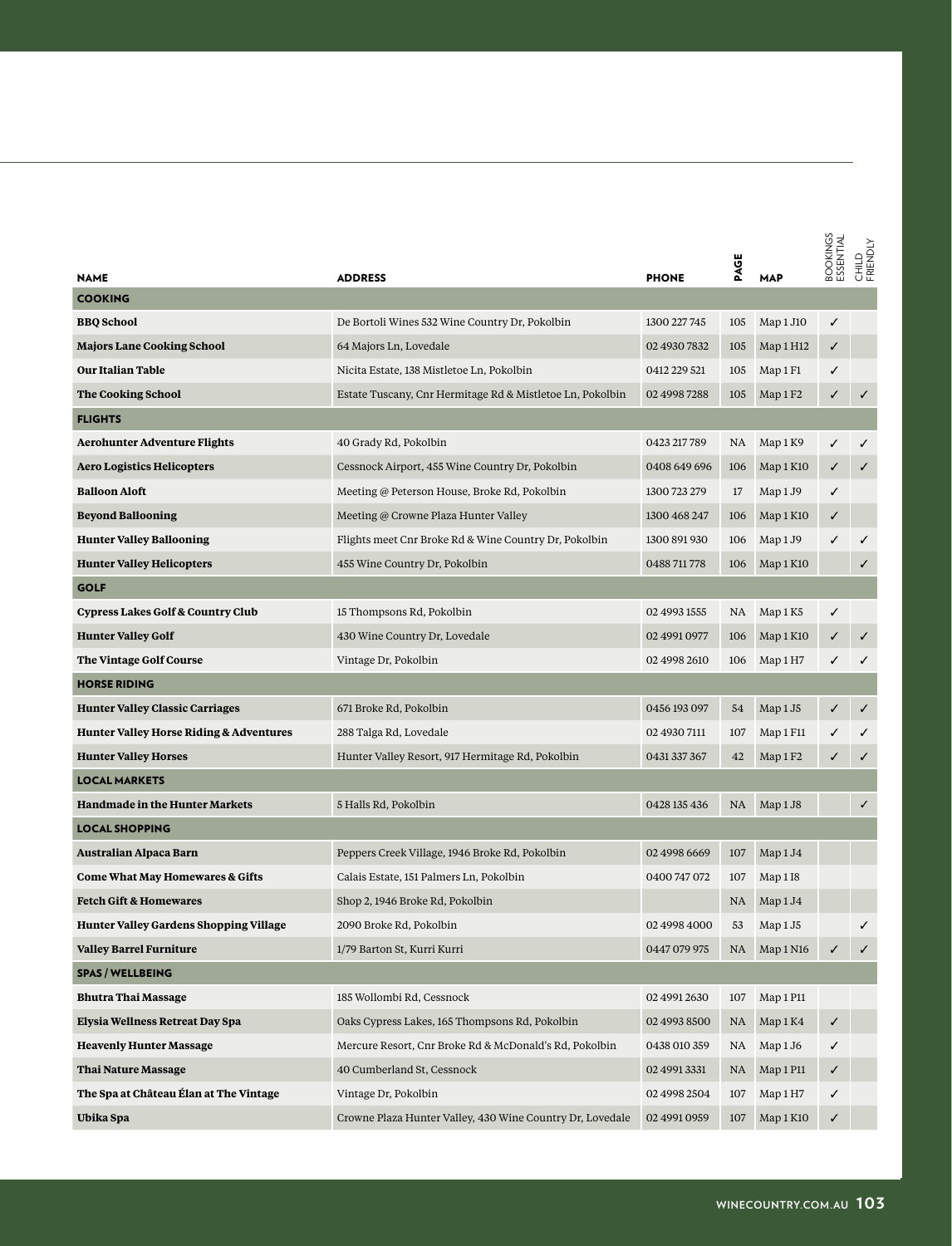| NAME | ADDRESS | PHONE | PAGE | MAP | BOOKINGS ESSENTIAL | CHILD FRIENDLY |
|---|---|---|---|---|---|---|
| **COOKING** | | | | | | |
| **BBQ School** | De Bortoli Wines 532 Wine Country Dr, Pokolbin | 1300 227 745 | 105 | Map 1 J10 | ✓ | |
| **Majors Lane Cooking School** | 64 Majors Ln, Lovedale | 02 4930 7832 | 105 | Map 1 H12 | ✓ | |
| **Our Italian Table** | Nicita Estate, 138 Mistletoe Ln, Pokolbin | 0412 229 521 | 105 | Map 1 F1 | ✓ | |
| **The Cooking School** | Estate Tuscany, Cnr Hermitage Rd & Mistletoe Ln, Pokolbin | 02 4998 7288 | 105 | Map 1 F2 | ✓ | ✓ |
| **FLIGHTS** | | | | | | |
| **Aerohunter Adventure Flights** | 40 Grady Rd, Pokolbin | 0423 217 789 | NA | Map 1 K9 | ✓ | ✓ |
| **Aero Logistics Helicopters** | Cessnock Airport, 455 Wine Country Dr, Pokolbin | 0408 649 696 | 106 | Map 1 K10 | ✓ | ✓ |
| **Balloon Aloft** | Meeting @ Peterson House, Broke Rd, Pokolbin | 1300 723 279 | 17 | Map 1 J9 | ✓ | |
| **Beyond Ballooning** | Meeting @ Crowne Plaza Hunter Valley | 1300 468 247 | 106 | Map 1 K10 | ✓ | |
| **Hunter Valley Ballooning** | Flights meet Cnr Broke Rd & Wine Country Dr, Pokolbin | 1300 891 930 | 106 | Map 1 J9 | ✓ | ✓ |
| **Hunter Valley Helicopters** | 455 Wine Country Dr, Pokolbin | 0488 711 778 | 106 | Map 1 K10 | | ✓ |
| **GOLF** | | | | | | |
| **Cypress Lakes Golf & Country Club** | 15 Thompsons Rd, Pokolbin | 02 4993 1555 | NA | Map 1 K5 | ✓ | |
| **Hunter Valley Golf** | 430 Wine Country Dr, Lovedale | 02 4991 0977 | 106 | Map 1 K10 | ✓ | ✓ |
| **The Vintage Golf Course** | Vintage Dr, Pokolbin | 02 4998 2610 | 106 | Map 1 H7 | ✓ | ✓ |
| **HORSE RIDING** | | | | | | |
| **Hunter Valley Classic Carriages** | 671 Broke Rd, Pokolbin | 0456 193 097 | 54 | Map 1 J5 | ✓ | ✓ |
| **Hunter Valley Horse Riding & Adventures** | 288 Talga Rd, Lovedale | 02 4930 7111 | 107 | Map 1 F11 | ✓ | ✓ |
| **Hunter Valley Horses** | Hunter Valley Resort, 917 Hermitage Rd, Pokolbin | 0431 337 367 | 42 | Map 1 F2 | ✓ | ✓ |
| **LOCAL MARKETS** | | | | | | |
| **Handmade in the Hunter Markets** | 5 Halls Rd, Pokolbin | 0428 135 436 | NA | Map 1 J8 | | ✓ |
| **LOCAL SHOPPING** | | | | | | |
| **Australian Alpaca Barn** | Peppers Creek Village, 1946 Broke Rd, Pokolbin | 02 4998 6669 | 107 | Map 1 J4 | | |
| **Come What May Homewares & Gifts** | Calais Estate, 151 Palmers Ln, Pokolbin | 0400 747 072 | 107 | Map 1 I8 | | |
| **Fetch Gift & Homewares** | Shop 2, 1946 Broke Rd, Pokolbin | | NA | Map 1 J4 | | |
| **Hunter Valley Gardens Shopping Village** | 2090 Broke Rd, Pokolbin | 02 4998 4000 | 53 | Map 1 J5 | | ✓ |
| **Valley Barrel Furniture** | 1/79 Barton St, Kurri Kurri | 0447 079 975 | NA | Map 1 N16 | ✓ | ✓ |
| **SPAS / WELLBEING** | | | | | | |
| **Bhutra Thai Massage** | 185 Wollombi Rd, Cessnock | 02 4991 2630 | 107 | Map 1 P11 | | |
| **Elysia Wellness Retreat Day Spa** | Oaks Cypress Lakes, 165 Thompsons Rd, Pokolbin | 02 4993 8500 | NA | Map 1 K4 | ✓ | |
| **Heavenly Hunter Massage** | Mercure Resort, Cnr Broke Rd & McDonald's Rd, Pokolbin | 0438 010 359 | NA | Map 1 J6 | ✓ | |
| **Thai Nature Massage** | 40 Cumberland St, Cessnock | 02 4991 3331 | NA | Map 1 P11 | ✓ | |
| **The Spa at Château Élan at The Vintage** | Vintage Dr, Pokolbin | 02 4998 2504 | 107 | Map 1 H7 | ✓ | |
| **Ubika Spa** | Crowne Plaza Hunter Valley, 430 Wine Country Dr, Lovedale | 02 4991 0959 | 107 | Map 1 K10 | ✓ | |